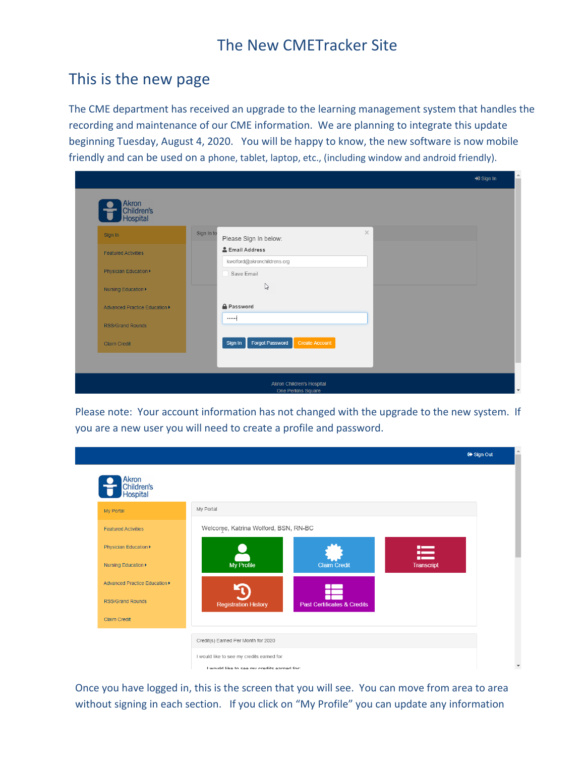# The New CMETracker Site

## This is the new page

The CME department has received an upgrade to the learning management system that handles the recording and maintenance of our CME information. We are planning to integrate this update beginning Tuesday, August 4, 2020. You will be happy to know, the new software is now mobile friendly and can be used on a phone, tablet, laptop, etc., (including window and android friendly).

Please note: Your account information has not changed with the upgrade to the new system. If you are a new user you will need to create a profile and password.

Once you have logged in, this is the screen that you will see. You can move from area to area without signing in each section. If you click on "My Profile" you can update any information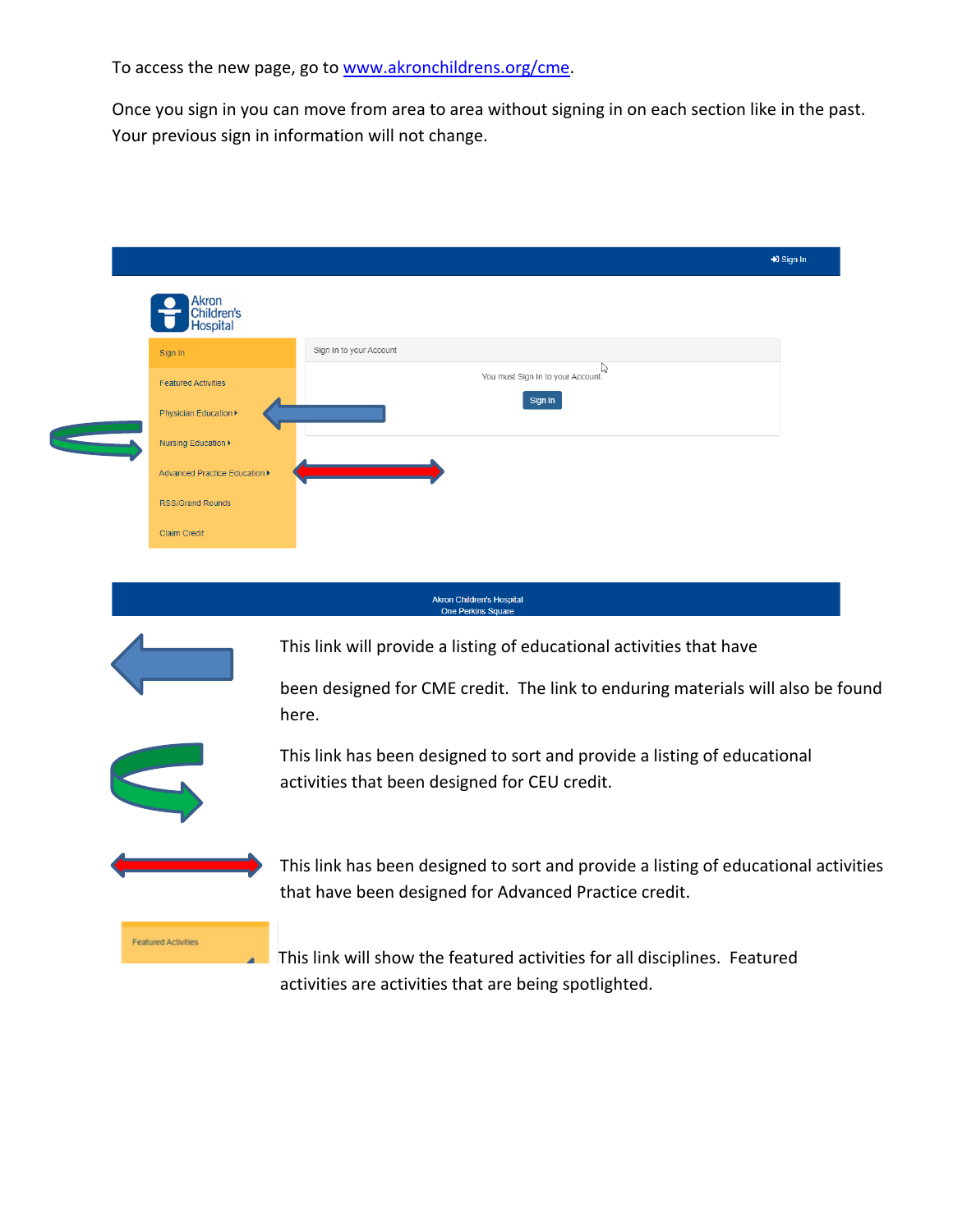To access the new page, go to [www.akronchildrens.org/cme](www.akronchildrens.org/cme).

Once you sign in you can move from area to area without signing in on each section like in the past. Your previous sign in information will not change.

Sign In

Akron Children's Hospital

Sign In

Featured Activities

Physician Education

Nursing Education

Advanced Practice Education

RSS/Grand Rounds

Claim Credit

Sign In to your Account

You must Sign In to your Account.

Sign In

Akron Children's Hospital
One Perkins Square

This link will provide a listing of educational activities that have been designed for CME credit. The link to enduring materials will also be found here.

This link has been designed to sort and provide a listing of educational activities that been designed for CEU credit.

This link has been designed to sort and provide a listing of educational activities that have been designed for Advanced Practice credit.

Featured Activities

This link will show the featured activities for all disciplines. Featured activities are activities that are being spotlighted.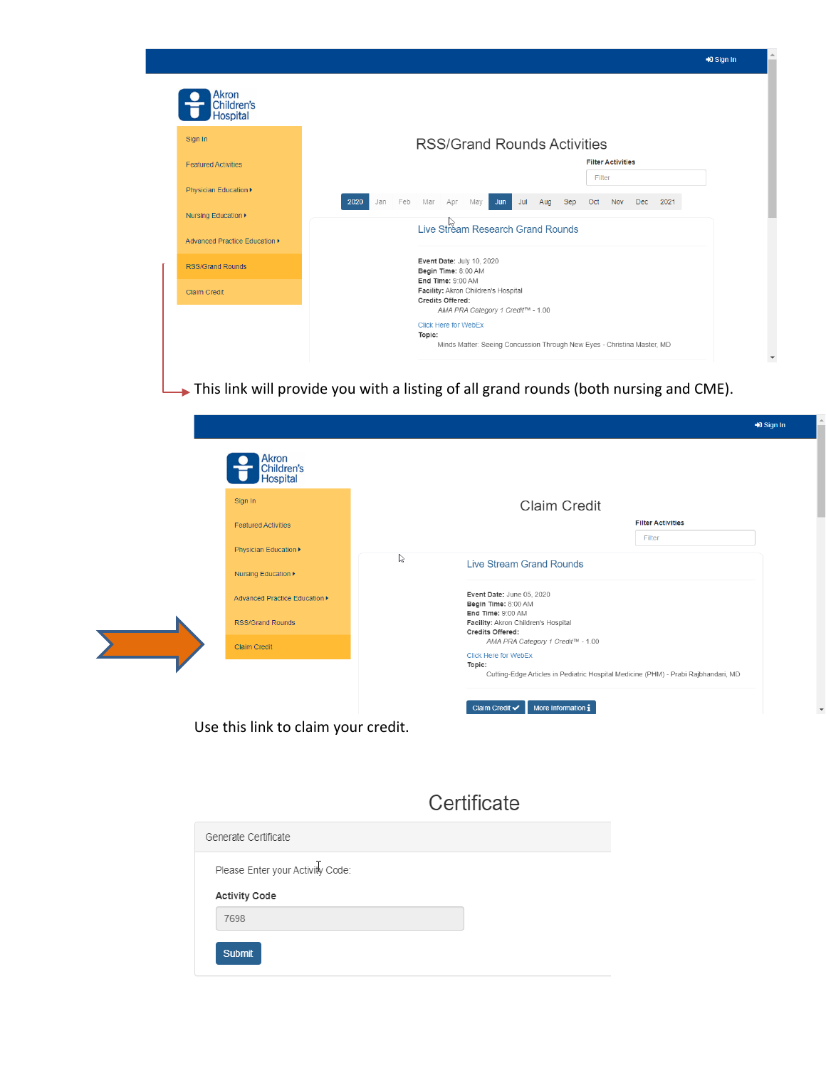Sign In

Akron Children's Hospital

- Sign In
- Featured Activities
- Physician Education ▸
- Nursing Education ▸
- Advanced Practice Education ▸
- RSS/Grand Rounds
- Claim Credit

## RSS/Grand Rounds Activities

**Filter Activities**

Filter

2020 Jan Feb Mar Apr May Jun Jul Aug Sep Oct Nov Dec 2021

### Live Stream Research Grand Rounds

**Event Date:** July 10, 2020
**Begin Time:** 8:00 AM
**End Time:** 9:00 AM
**Facility:** Akron Children's Hospital
**Credits Offered:**
*AMA PRA Category 1 Credit™* - 1.00

Click Here for WebEx
**Topic:**
Minds Matter: Seeing Concussion Through New Eyes - Christina Master, MD

This link will provide you with a listing of all grand rounds (both nursing and CME).

Sign In

Akron Children's Hospital

- Sign In
- Featured Activities
- Physician Education ▸
- Nursing Education ▸
- Advanced Practice Education ▸
- RSS/Grand Rounds
- Claim Credit

## Claim Credit

**Filter Activities**

Filter

### Live Stream Grand Rounds

**Event Date:** June 05, 2020
**Begin Time:** 8:00 AM
**End Time:** 9:00 AM
**Facility:** Akron Children's Hospital
**Credits Offered:**
*AMA PRA Category 1 Credit™* - 1.00

Click Here for WebEx
**Topic:**
Cutting-Edge Articles in Pediatric Hospital Medicine (PHM) - Prabi Rajbhandari, MD

Claim Credit ✔ More Information ℹ

Use this link to claim your credit.

## Certificate

Generate Certificate

Please Enter your Activity Code:

**Activity Code**

7698

Submit